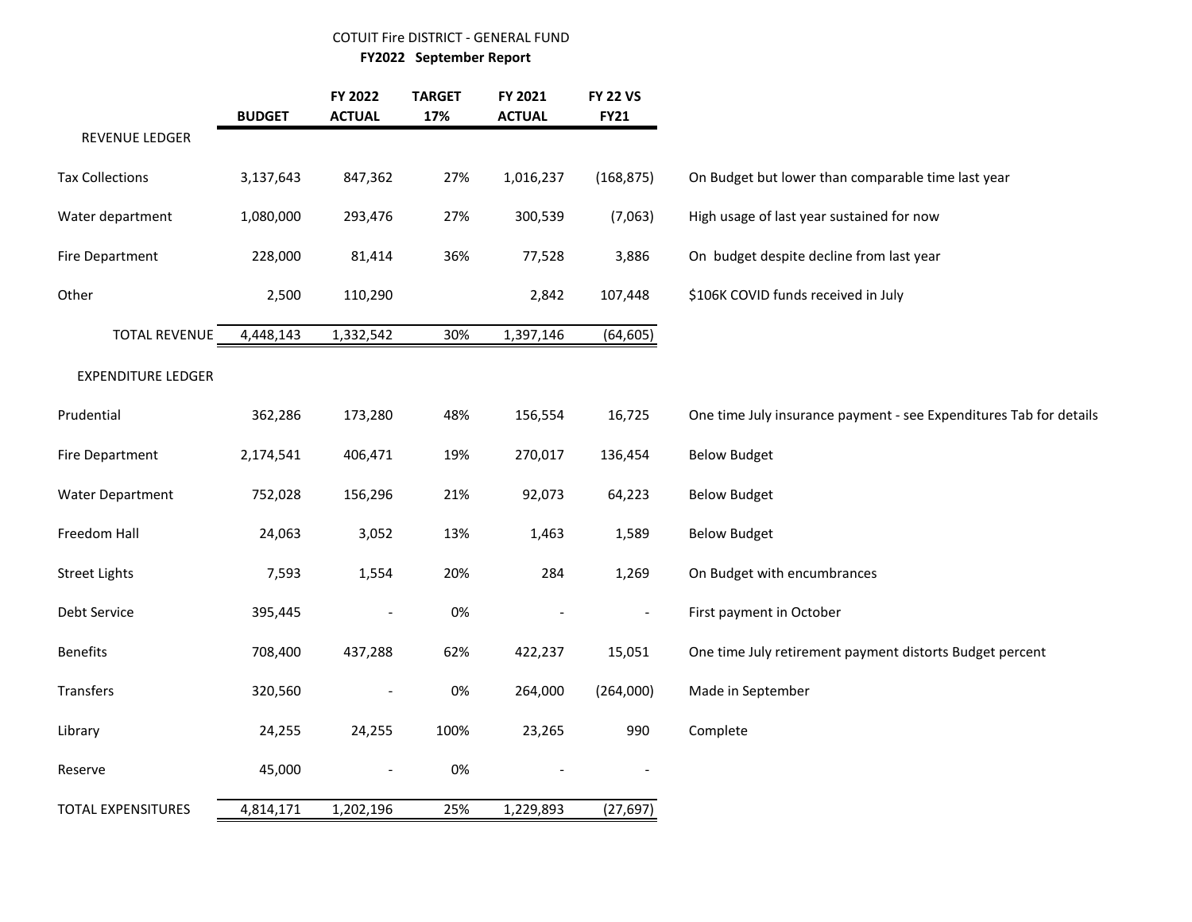# COTUIT Fire DISTRICT - GENERAL FUND

**FY2022 September Report**

| | BUDGET | FY 2022 ACTUAL | TARGET 17% | FY 2021 ACTUAL | FY 22 VS FY21 | |
|---|---|---|---|---|---|---|
| REVENUE LEDGER | | | | | | |
| Tax Collections | 3,137,643 | 847,362 | 27% | 1,016,237 | (168,875) | On Budget but lower than comparable time last year |
| Water department | 1,080,000 | 293,476 | 27% | 300,539 | (7,063) | High usage of last year sustained for now |
| Fire Department | 228,000 | 81,414 | 36% | 77,528 | 3,886 | On budget despite decline from last year |
| Other | 2,500 | 110,290 | | 2,842 | 107,448 | $106K COVID funds received in July |
| TOTAL REVENUE | 4,448,143 | 1,332,542 | 30% | 1,397,146 | (64,605) | |
| EXPENDITURE LEDGER | | | | | | |
| Prudential | 362,286 | 173,280 | 48% | 156,554 | 16,725 | One time July insurance payment - see Expenditures Tab for details |
| Fire Department | 2,174,541 | 406,471 | 19% | 270,017 | 136,454 | Below Budget |
| Water Department | 752,028 | 156,296 | 21% | 92,073 | 64,223 | Below Budget |
| Freedom Hall | 24,063 | 3,052 | 13% | 1,463 | 1,589 | Below Budget |
| Street Lights | 7,593 | 1,554 | 20% | 284 | 1,269 | On Budget with encumbrances |
| Debt Service | 395,445 | - | 0% | - | - | First payment in October |
| Benefits | 708,400 | 437,288 | 62% | 422,237 | 15,051 | One time July retirement payment distorts Budget percent |
| Transfers | 320,560 | - | 0% | 264,000 | (264,000) | Made in September |
| Library | 24,255 | 24,255 | 100% | 23,265 | 990 | Complete |
| Reserve | 45,000 | - | 0% | - | - | |
| TOTAL EXPENSITURES | 4,814,171 | 1,202,196 | 25% | 1,229,893 | (27,697) | |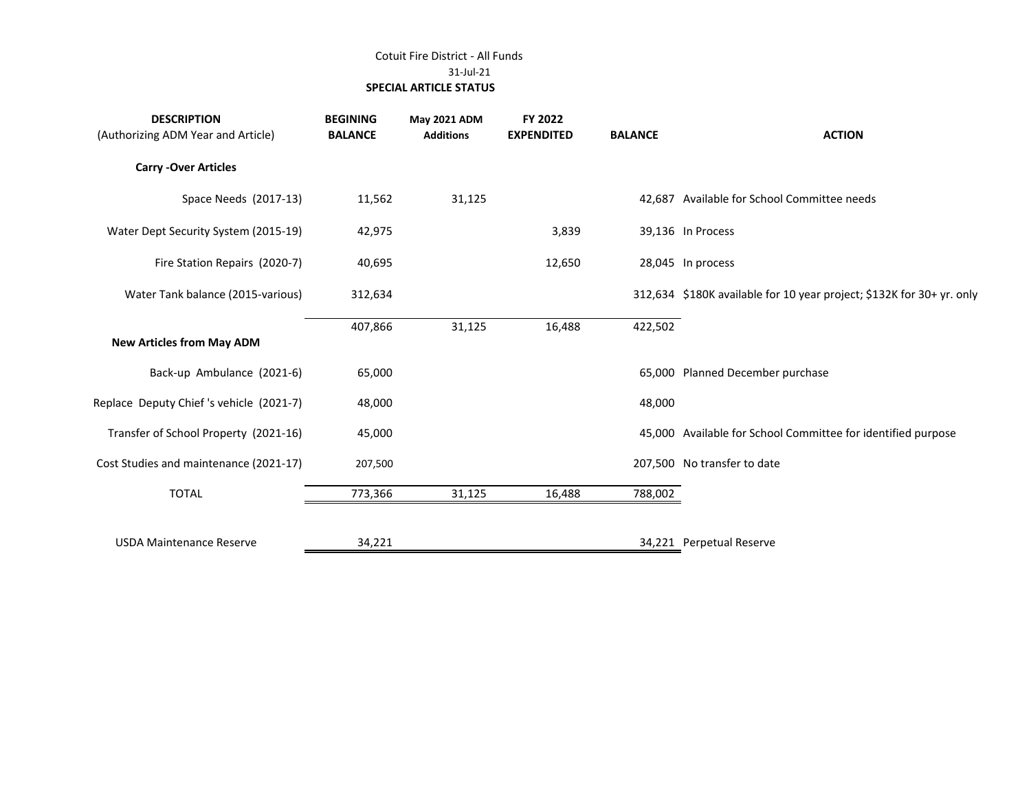Cotuit Fire District - All Funds

31-Jul-21

**SPECIAL ARTICLE STATUS**

| DESCRIPTION (Authorizing ADM Year and Article) | BEGINING BALANCE | May 2021 ADM Additions | FY 2022 EXPENDITED | BALANCE | ACTION |
|---|---|---|---|---|---|
| **Carry -Over Articles** | | | | | |
| Space Needs (2017-13) | 11,562 | 31,125 | | 42,687 | Available for School Committee needs |
| Water Dept Security System (2015-19) | 42,975 | | 3,839 | 39,136 | In Process |
| Fire Station Repairs (2020-7) | 40,695 | | 12,650 | 28,045 | In process |
| Water Tank balance (2015-various) | 312,634 | | | 312,634 | $180K available for 10 year project; $132K for 30+ yr. only |
| | 407,866 | 31,125 | 16,488 | 422,502 | |
| **New Articles from May ADM** | | | | | |
| Back-up Ambulance (2021-6) | 65,000 | | | 65,000 | Planned December purchase |
| Replace Deputy Chief 's vehicle (2021-7) | 48,000 | | | 48,000 | |
| Transfer of School Property (2021-16) | 45,000 | | | 45,000 | Available for School Committee for identified purpose |
| Cost Studies and maintenance (2021-17) | 207,500 | | | 207,500 | No transfer to date |
| TOTAL | 773,366 | 31,125 | 16,488 | 788,002 | |
| | | | | | |
| USDA Maintenance Reserve | 34,221 | | | 34,221 | Perpetual Reserve |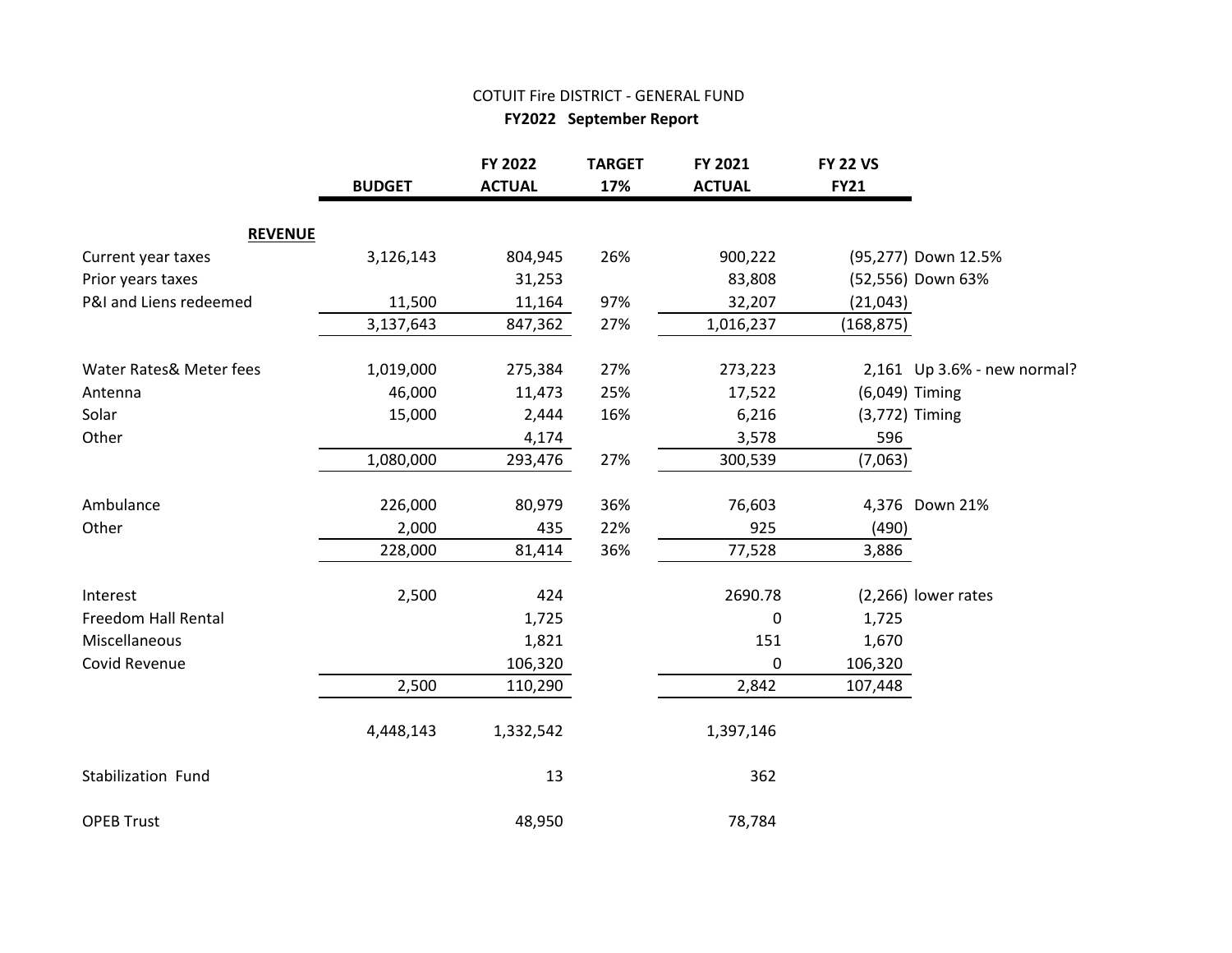# COTUIT Fire DISTRICT - GENERAL FUND

## FY2022 September Report

| | BUDGET | FY 2022 ACTUAL | TARGET 17% | FY 2021 ACTUAL | FY 22 VS FY21 | |
|---|---|---|---|---|---|---|
| **REVENUE** | | | | | | |
| Current year taxes | 3,126,143 | 804,945 | 26% | 900,222 | (95,277) | Down 12.5% |
| Prior years taxes | | 31,253 | | 83,808 | (52,556) | Down 63% |
| P&I and Liens redeemed | 11,500 | 11,164 | 97% | 32,207 | (21,043) | |
| | 3,137,643 | 847,362 | 27% | 1,016,237 | (168,875) | |
| | | | | | | |
| Water Rates& Meter fees | 1,019,000 | 275,384 | 27% | 273,223 | 2,161 | Up 3.6% - new normal? |
| Antenna | 46,000 | 11,473 | 25% | 17,522 | (6,049) | Timing |
| Solar | 15,000 | 2,444 | 16% | 6,216 | (3,772) | Timing |
| Other | | 4,174 | | 3,578 | 596 | |
| | 1,080,000 | 293,476 | 27% | 300,539 | (7,063) | |
| | | | | | | |
| Ambulance | 226,000 | 80,979 | 36% | 76,603 | 4,376 | Down 21% |
| Other | 2,000 | 435 | 22% | 925 | (490) | |
| | 228,000 | 81,414 | 36% | 77,528 | 3,886 | |
| | | | | | | |
| Interest | 2,500 | 424 | | 2690.78 | (2,266) | lower rates |
| Freedom Hall Rental | | 1,725 | | 0 | 1,725 | |
| Miscellaneous | | 1,821 | | 151 | 1,670 | |
| Covid Revenue | | 106,320 | | 0 | 106,320 | |
| | 2,500 | 110,290 | | 2,842 | 107,448 | |
| | | | | | | |
| | 4,448,143 | 1,332,542 | | 1,397,146 | | |
| | | | | | | |
| Stabilization Fund | | 13 | | 362 | | |
| | | | | | | |
| OPEB Trust | | 48,950 | | 78,784 | | |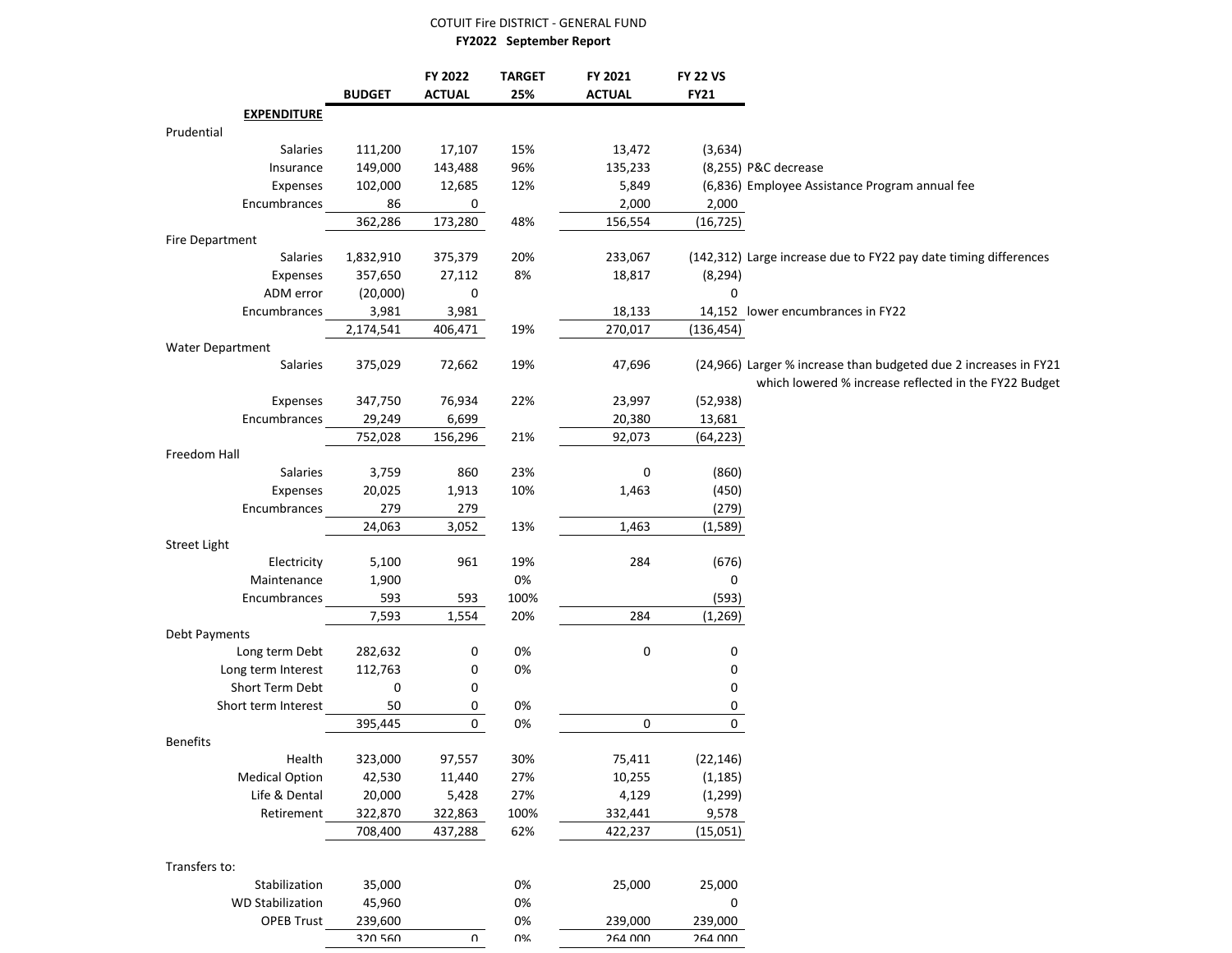COTUIT Fire DISTRICT - GENERAL FUND

**FY2022 September Report**

| | | BUDGET | FY 2022 ACTUAL | TARGET 25% | FY 2021 ACTUAL | FY 22 VS FY21 | |
|---|---|---|---|---|---|---|---|
| **EXPENDITURE** | | | | | | | |
| Prudential | | | | | | | |
| | Salaries | 111,200 | 17,107 | 15% | 13,472 | (3,634) | |
| | Insurance | 149,000 | 143,488 | 96% | 135,233 | (8,255) | P&C decrease |
| | Expenses | 102,000 | 12,685 | 12% | 5,849 | (6,836) | Employee Assistance Program annual fee |
| | Encumbrances | 86 | 0 | | 2,000 | 2,000 | |
| | | 362,286 | 173,280 | 48% | 156,554 | (16,725) | |
| Fire Department | | | | | | | |
| | Salaries | 1,832,910 | 375,379 | 20% | 233,067 | (142,312) | Large increase due to FY22 pay date timing differences |
| | Expenses | 357,650 | 27,112 | 8% | 18,817 | (8,294) | |
| | ADM error | (20,000) | 0 | | | 0 | |
| | Encumbrances | 3,981 | 3,981 | | 18,133 | 14,152 | lower encumbrances in FY22 |
| | | 2,174,541 | 406,471 | 19% | 270,017 | (136,454) | |
| Water Department | | | | | | | |
| | Salaries | 375,029 | 72,662 | 19% | 47,696 | (24,966) | Larger % increase than budgeted due 2 increases in FY21 which lowered % increase reflected in the FY22 Budget |
| | Expenses | 347,750 | 76,934 | 22% | 23,997 | (52,938) | |
| | Encumbrances | 29,249 | 6,699 | | 20,380 | 13,681 | |
| | | 752,028 | 156,296 | 21% | 92,073 | (64,223) | |
| Freedom Hall | | | | | | | |
| | Salaries | 3,759 | 860 | 23% | 0 | (860) | |
| | Expenses | 20,025 | 1,913 | 10% | 1,463 | (450) | |
| | Encumbrances | 279 | 279 | | | (279) | |
| | | 24,063 | 3,052 | 13% | 1,463 | (1,589) | |
| Street Light | | | | | | | |
| | Electricity | 5,100 | 961 | 19% | 284 | (676) | |
| | Maintenance | 1,900 | | 0% | | 0 | |
| | Encumbrances | 593 | 593 | 100% | | (593) | |
| | | 7,593 | 1,554 | 20% | 284 | (1,269) | |
| Debt Payments | | | | | | | |
| | Long term Debt | 282,632 | 0 | 0% | 0 | 0 | |
| | Long term Interest | 112,763 | 0 | 0% | | 0 | |
| | Short Term Debt | 0 | 0 | | | 0 | |
| | Short term Interest | 50 | 0 | 0% | | 0 | |
| | | 395,445 | 0 | 0% | 0 | 0 | |
| Benefits | | | | | | | |
| | Health | 323,000 | 97,557 | 30% | 75,411 | (22,146) | |
| | Medical Option | 42,530 | 11,440 | 27% | 10,255 | (1,185) | |
| | Life & Dental | 20,000 | 5,428 | 27% | 4,129 | (1,299) | |
| | Retirement | 322,870 | 322,863 | 100% | 332,441 | 9,578 | |
| | | 708,400 | 437,288 | 62% | 422,237 | (15,051) | |
| Transfers to: | | | | | | | |
| | Stabilization | 35,000 | | 0% | 25,000 | 25,000 | |
| | WD Stabilization | 45,960 | | 0% | | 0 | |
| | OPEB Trust | 239,600 | | 0% | 239,000 | 239,000 | |
| | | 320,560 | 0 | 0% | 264,000 | 264,000 | |